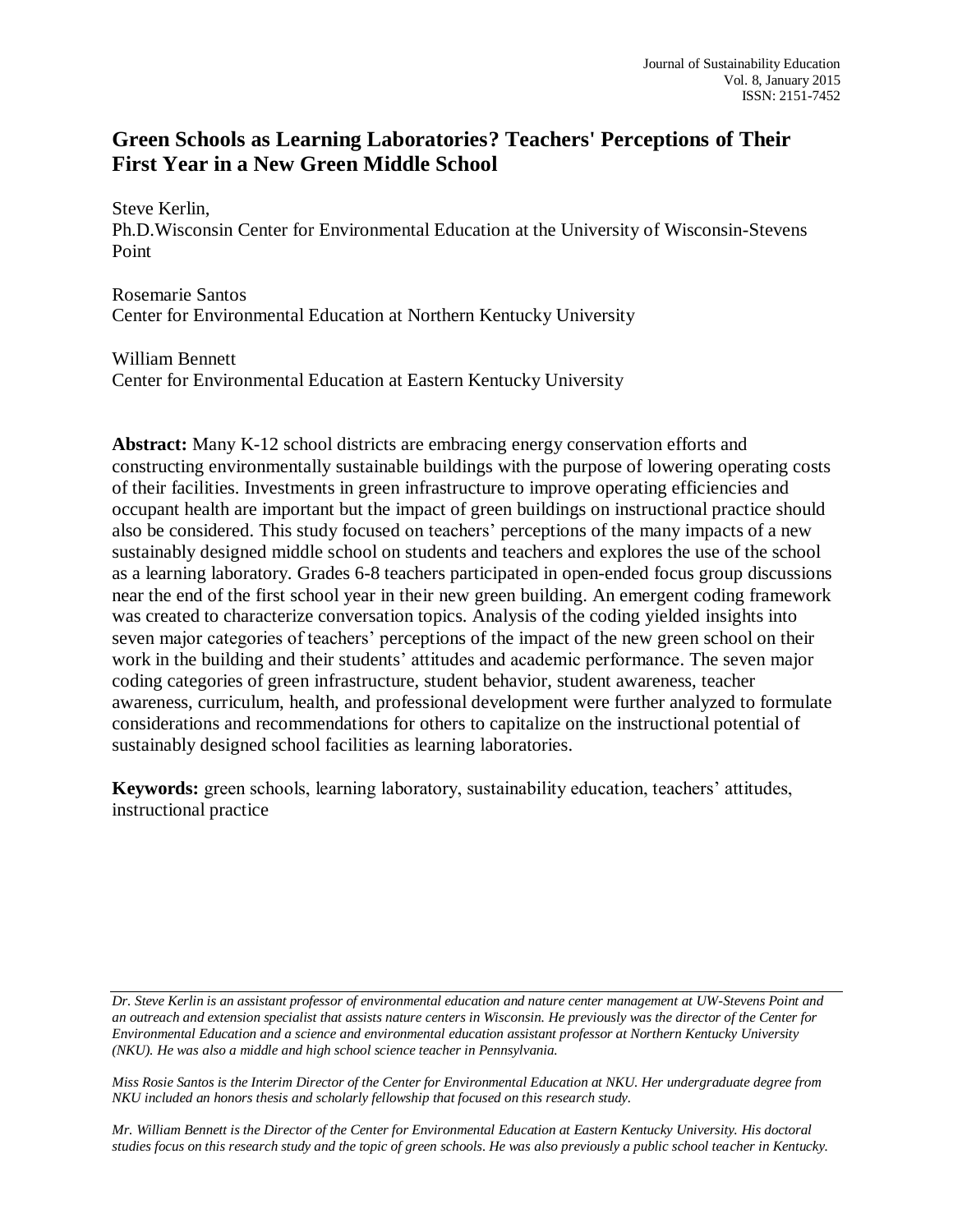# Green Schools as Learning Laboratories? Teachers' Perceptions of Their First Year in a New Green Middle School

Steve Kerlin,
Ph.D.Wisconsin Center for Environmental Education at the University of Wisconsin-Stevens Point

Rosemarie Santos
Center for Environmental Education at Northern Kentucky University

William Bennett
Center for Environmental Education at Eastern Kentucky University

**Abstract:** Many K-12 school districts are embracing energy conservation efforts and constructing environmentally sustainable buildings with the purpose of lowering operating costs of their facilities. Investments in green infrastructure to improve operating efficiencies and occupant health are important but the impact of green buildings on instructional practice should also be considered. This study focused on teachers' perceptions of the many impacts of a new sustainably designed middle school on students and teachers and explores the use of the school as a learning laboratory. Grades 6-8 teachers participated in open-ended focus group discussions near the end of the first school year in their new green building. An emergent coding framework was created to characterize conversation topics. Analysis of the coding yielded insights into seven major categories of teachers' perceptions of the impact of the new green school on their work in the building and their students' attitudes and academic performance. The seven major coding categories of green infrastructure, student behavior, student awareness, teacher awareness, curriculum, health, and professional development were further analyzed to formulate considerations and recommendations for others to capitalize on the instructional potential of sustainably designed school facilities as learning laboratories.

**Keywords:** green schools, learning laboratory, sustainability education, teachers' attitudes, instructional practice

---

*Dr. Steve Kerlin is an assistant professor of environmental education and nature center management at UW-Stevens Point and an outreach and extension specialist that assists nature centers in Wisconsin. He previously was the director of the Center for Environmental Education and a science and environmental education assistant professor at Northern Kentucky University (NKU). He was also a middle and high school science teacher in Pennsylvania.*

*Miss Rosie Santos is the Interim Director of the Center for Environmental Education at NKU. Her undergraduate degree from NKU included an honors thesis and scholarly fellowship that focused on this research study.*

*Mr. William Bennett is the Director of the Center for Environmental Education at Eastern Kentucky University. His doctoral studies focus on this research study and the topic of green schools. He was also previously a public school teacher in Kentucky.*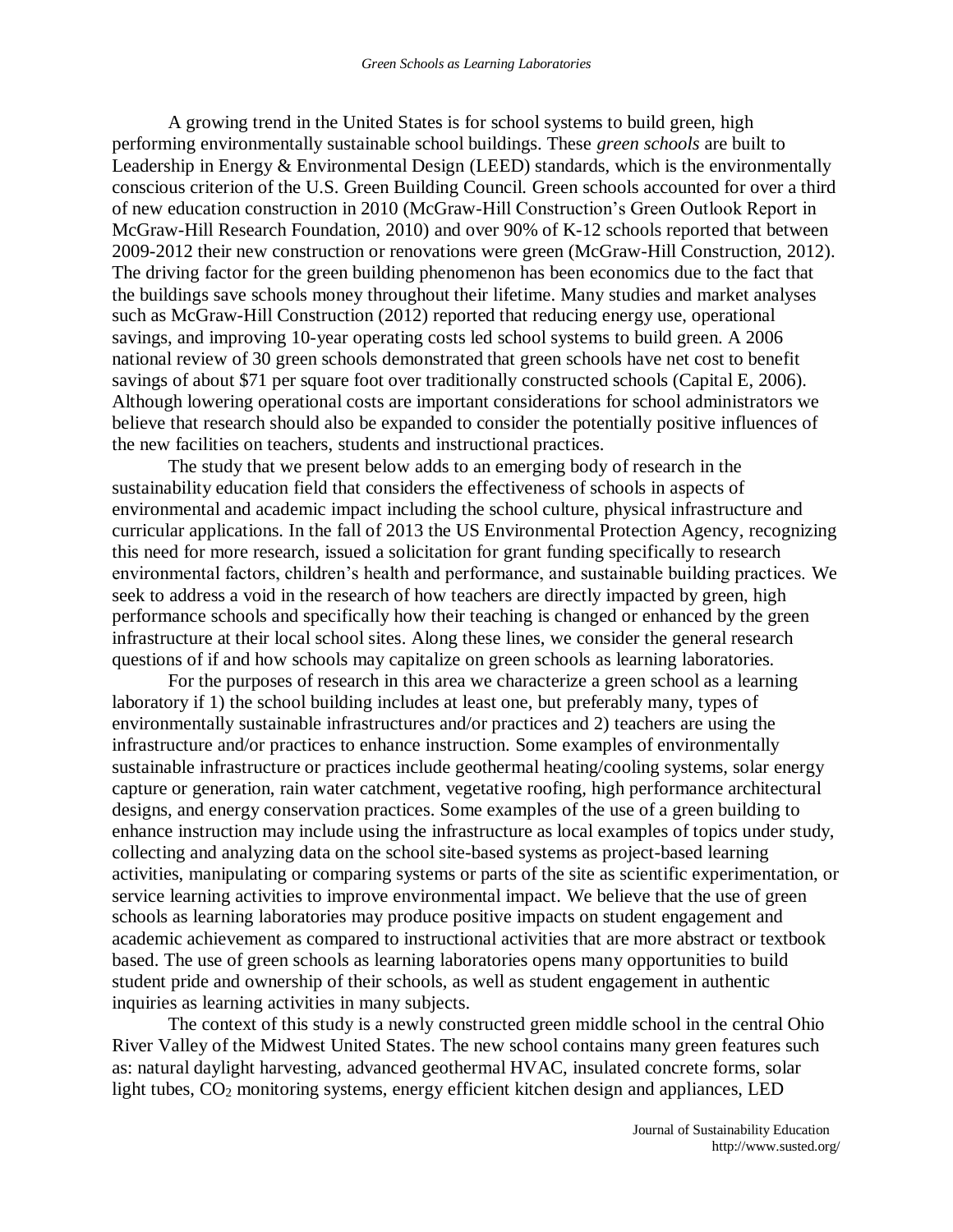A growing trend in the United States is for school systems to build green, high performing environmentally sustainable school buildings. These *green schools* are built to Leadership in Energy & Environmental Design (LEED) standards, which is the environmentally conscious criterion of the U.S. Green Building Council. Green schools accounted for over a third of new education construction in 2010 (McGraw-Hill Construction's Green Outlook Report in McGraw-Hill Research Foundation, 2010) and over 90% of K-12 schools reported that between 2009-2012 their new construction or renovations were green (McGraw-Hill Construction, 2012). The driving factor for the green building phenomenon has been economics due to the fact that the buildings save schools money throughout their lifetime. Many studies and market analyses such as McGraw-Hill Construction (2012) reported that reducing energy use, operational savings, and improving 10-year operating costs led school systems to build green. A 2006 national review of 30 green schools demonstrated that green schools have net cost to benefit savings of about $71 per square foot over traditionally constructed schools (Capital E, 2006). Although lowering operational costs are important considerations for school administrators we believe that research should also be expanded to consider the potentially positive influences of the new facilities on teachers, students and instructional practices.

The study that we present below adds to an emerging body of research in the sustainability education field that considers the effectiveness of schools in aspects of environmental and academic impact including the school culture, physical infrastructure and curricular applications. In the fall of 2013 the US Environmental Protection Agency, recognizing this need for more research, issued a solicitation for grant funding specifically to research environmental factors, children's health and performance, and sustainable building practices. We seek to address a void in the research of how teachers are directly impacted by green, high performance schools and specifically how their teaching is changed or enhanced by the green infrastructure at their local school sites. Along these lines, we consider the general research questions of if and how schools may capitalize on green schools as learning laboratories.

For the purposes of research in this area we characterize a green school as a learning laboratory if 1) the school building includes at least one, but preferably many, types of environmentally sustainable infrastructures and/or practices and 2) teachers are using the infrastructure and/or practices to enhance instruction. Some examples of environmentally sustainable infrastructure or practices include geothermal heating/cooling systems, solar energy capture or generation, rain water catchment, vegetative roofing, high performance architectural designs, and energy conservation practices. Some examples of the use of a green building to enhance instruction may include using the infrastructure as local examples of topics under study, collecting and analyzing data on the school site-based systems as project-based learning activities, manipulating or comparing systems or parts of the site as scientific experimentation, or service learning activities to improve environmental impact. We believe that the use of green schools as learning laboratories may produce positive impacts on student engagement and academic achievement as compared to instructional activities that are more abstract or textbook based. The use of green schools as learning laboratories opens many opportunities to build student pride and ownership of their schools, as well as student engagement in authentic inquiries as learning activities in many subjects.

The context of this study is a newly constructed green middle school in the central Ohio River Valley of the Midwest United States. The new school contains many green features such as: natural daylight harvesting, advanced geothermal HVAC, insulated concrete forms, solar light tubes, $CO_2$ monitoring systems, energy efficient kitchen design and appliances, LED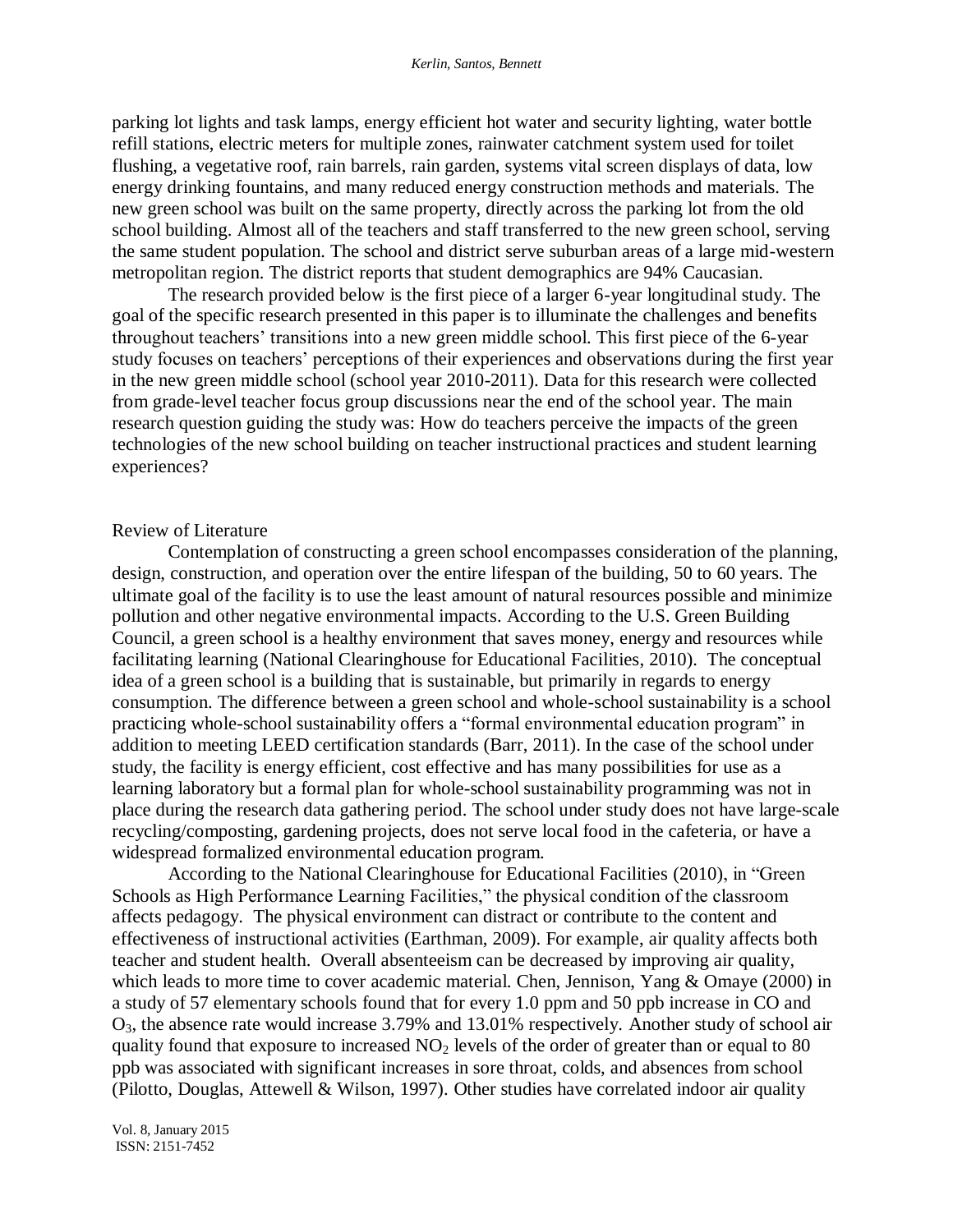parking lot lights and task lamps, energy efficient hot water and security lighting, water bottle refill stations, electric meters for multiple zones, rainwater catchment system used for toilet flushing, a vegetative roof, rain barrels, rain garden, systems vital screen displays of data, low energy drinking fountains, and many reduced energy construction methods and materials. The new green school was built on the same property, directly across the parking lot from the old school building. Almost all of the teachers and staff transferred to the new green school, serving the same student population. The school and district serve suburban areas of a large mid-western metropolitan region. The district reports that student demographics are 94% Caucasian.

The research provided below is the first piece of a larger 6-year longitudinal study. The goal of the specific research presented in this paper is to illuminate the challenges and benefits throughout teachers' transitions into a new green middle school. This first piece of the 6-year study focuses on teachers' perceptions of their experiences and observations during the first year in the new green middle school (school year 2010-2011). Data for this research were collected from grade-level teacher focus group discussions near the end of the school year. The main research question guiding the study was: How do teachers perceive the impacts of the green technologies of the new school building on teacher instructional practices and student learning experiences?

## Review of Literature

Contemplation of constructing a green school encompasses consideration of the planning, design, construction, and operation over the entire lifespan of the building, 50 to 60 years. The ultimate goal of the facility is to use the least amount of natural resources possible and minimize pollution and other negative environmental impacts. According to the U.S. Green Building Council, a green school is a healthy environment that saves money, energy and resources while facilitating learning (National Clearinghouse for Educational Facilities, 2010). The conceptual idea of a green school is a building that is sustainable, but primarily in regards to energy consumption. The difference between a green school and whole-school sustainability is a school practicing whole-school sustainability offers a "formal environmental education program" in addition to meeting LEED certification standards (Barr, 2011). In the case of the school under study, the facility is energy efficient, cost effective and has many possibilities for use as a learning laboratory but a formal plan for whole-school sustainability programming was not in place during the research data gathering period. The school under study does not have large-scale recycling/composting, gardening projects, does not serve local food in the cafeteria, or have a widespread formalized environmental education program.

According to the National Clearinghouse for Educational Facilities (2010), in "Green Schools as High Performance Learning Facilities," the physical condition of the classroom affects pedagogy. The physical environment can distract or contribute to the content and effectiveness of instructional activities (Earthman, 2009). For example, air quality affects both teacher and student health. Overall absenteeism can be decreased by improving air quality, which leads to more time to cover academic material. Chen, Jennison, Yang & Omaye (2000) in a study of 57 elementary schools found that for every 1.0 ppm and 50 ppb increase in CO and $O_3$, the absence rate would increase 3.79% and 13.01% respectively. Another study of school air quality found that exposure to increased $NO_2$ levels of the order of greater than or equal to 80 ppb was associated with significant increases in sore throat, colds, and absences from school (Pilotto, Douglas, Attewell & Wilson, 1997). Other studies have correlated indoor air quality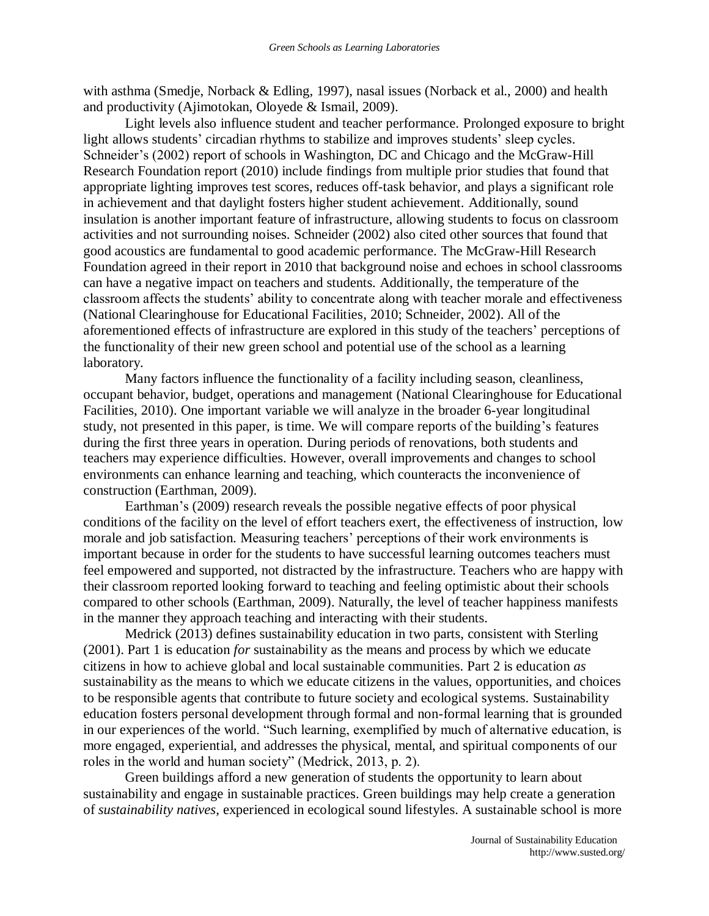with asthma (Smedje, Norback & Edling, 1997), nasal issues (Norback et al., 2000) and health and productivity (Ajimotokan, Oloyede & Ismail, 2009).

Light levels also influence student and teacher performance. Prolonged exposure to bright light allows students' circadian rhythms to stabilize and improves students' sleep cycles. Schneider's (2002) report of schools in Washington, DC and Chicago and the McGraw-Hill Research Foundation report (2010) include findings from multiple prior studies that found that appropriate lighting improves test scores, reduces off-task behavior, and plays a significant role in achievement and that daylight fosters higher student achievement. Additionally, sound insulation is another important feature of infrastructure, allowing students to focus on classroom activities and not surrounding noises. Schneider (2002) also cited other sources that found that good acoustics are fundamental to good academic performance. The McGraw-Hill Research Foundation agreed in their report in 2010 that background noise and echoes in school classrooms can have a negative impact on teachers and students. Additionally, the temperature of the classroom affects the students' ability to concentrate along with teacher morale and effectiveness (National Clearinghouse for Educational Facilities, 2010; Schneider, 2002). All of the aforementioned effects of infrastructure are explored in this study of the teachers' perceptions of the functionality of their new green school and potential use of the school as a learning laboratory.

Many factors influence the functionality of a facility including season, cleanliness, occupant behavior, budget, operations and management (National Clearinghouse for Educational Facilities, 2010). One important variable we will analyze in the broader 6-year longitudinal study, not presented in this paper, is time. We will compare reports of the building's features during the first three years in operation. During periods of renovations, both students and teachers may experience difficulties. However, overall improvements and changes to school environments can enhance learning and teaching, which counteracts the inconvenience of construction (Earthman, 2009).

Earthman's (2009) research reveals the possible negative effects of poor physical conditions of the facility on the level of effort teachers exert, the effectiveness of instruction, low morale and job satisfaction. Measuring teachers' perceptions of their work environments is important because in order for the students to have successful learning outcomes teachers must feel empowered and supported, not distracted by the infrastructure. Teachers who are happy with their classroom reported looking forward to teaching and feeling optimistic about their schools compared to other schools (Earthman, 2009). Naturally, the level of teacher happiness manifests in the manner they approach teaching and interacting with their students.

Medrick (2013) defines sustainability education in two parts, consistent with Sterling (2001). Part 1 is education *for* sustainability as the means and process by which we educate citizens in how to achieve global and local sustainable communities. Part 2 is education *as* sustainability as the means to which we educate citizens in the values, opportunities, and choices to be responsible agents that contribute to future society and ecological systems. Sustainability education fosters personal development through formal and non-formal learning that is grounded in our experiences of the world. "Such learning, exemplified by much of alternative education, is more engaged, experiential, and addresses the physical, mental, and spiritual components of our roles in the world and human society" (Medrick, 2013, p. 2).

Green buildings afford a new generation of students the opportunity to learn about sustainability and engage in sustainable practices. Green buildings may help create a generation of *sustainability natives*, experienced in ecological sound lifestyles. A sustainable school is more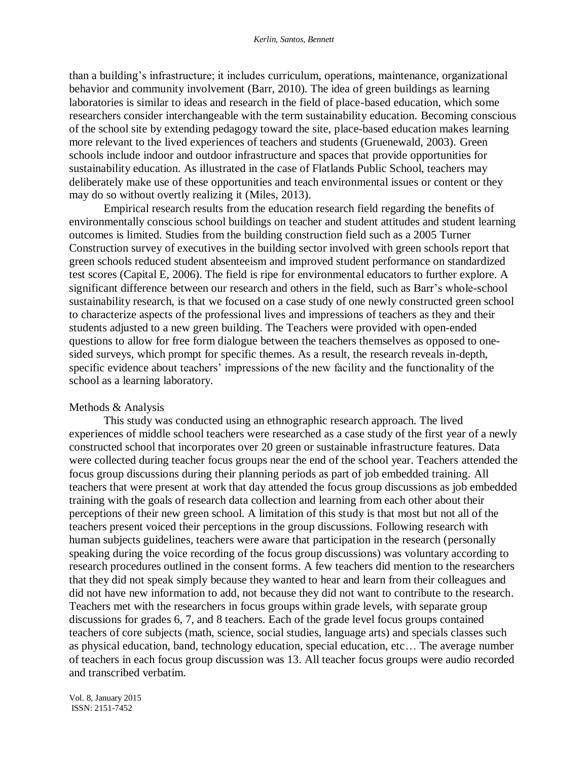than a building's infrastructure; it includes curriculum, operations, maintenance, organizational behavior and community involvement (Barr, 2010). The idea of green buildings as learning laboratories is similar to ideas and research in the field of place-based education, which some researchers consider interchangeable with the term sustainability education. Becoming conscious of the school site by extending pedagogy toward the site, place-based education makes learning more relevant to the lived experiences of teachers and students (Gruenewald, 2003). Green schools include indoor and outdoor infrastructure and spaces that provide opportunities for sustainability education. As illustrated in the case of Flatlands Public School, teachers may deliberately make use of these opportunities and teach environmental issues or content or they may do so without overtly realizing it (Miles, 2013).

Empirical research results from the education research field regarding the benefits of environmentally conscious school buildings on teacher and student attitudes and student learning outcomes is limited. Studies from the building construction field such as a 2005 Turner Construction survey of executives in the building sector involved with green schools report that green schools reduced student absenteeism and improved student performance on standardized test scores (Capital E, 2006). The field is ripe for environmental educators to further explore. A significant difference between our research and others in the field, such as Barr's whole-school sustainability research, is that we focused on a case study of one newly constructed green school to characterize aspects of the professional lives and impressions of teachers as they and their students adjusted to a new green building. The Teachers were provided with open-ended questions to allow for free form dialogue between the teachers themselves as opposed to one-sided surveys, which prompt for specific themes. As a result, the research reveals in-depth, specific evidence about teachers' impressions of the new facility and the functionality of the school as a learning laboratory.

## Methods & Analysis

This study was conducted using an ethnographic research approach. The lived experiences of middle school teachers were researched as a case study of the first year of a newly constructed school that incorporates over 20 green or sustainable infrastructure features. Data were collected during teacher focus groups near the end of the school year. Teachers attended the focus group discussions during their planning periods as part of job embedded training. All teachers that were present at work that day attended the focus group discussions as job embedded training with the goals of research data collection and learning from each other about their perceptions of their new green school. A limitation of this study is that most but not all of the teachers present voiced their perceptions in the group discussions. Following research with human subjects guidelines, teachers were aware that participation in the research (personally speaking during the voice recording of the focus group discussions) was voluntary according to research procedures outlined in the consent forms. A few teachers did mention to the researchers that they did not speak simply because they wanted to hear and learn from their colleagues and did not have new information to add, not because they did not want to contribute to the research. Teachers met with the researchers in focus groups within grade levels, with separate group discussions for grades 6, 7, and 8 teachers. Each of the grade level focus groups contained teachers of core subjects (math, science, social studies, language arts) and specials classes such as physical education, band, technology education, special education, etc… The average number of teachers in each focus group discussion was 13. All teacher focus groups were audio recorded and transcribed verbatim.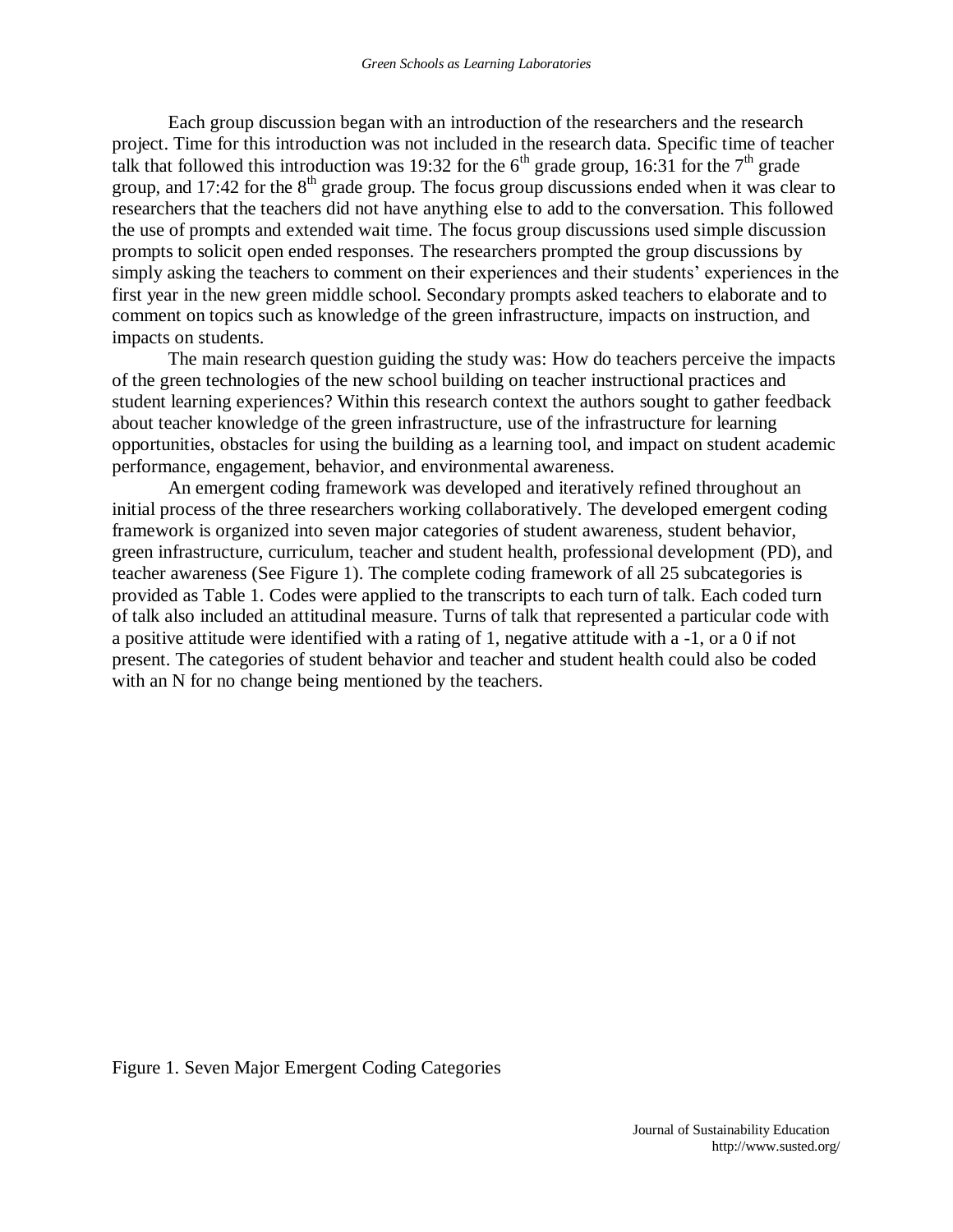Each group discussion began with an introduction of the researchers and the research project. Time for this introduction was not included in the research data. Specific time of teacher talk that followed this introduction was 19:32 for the 6th grade group, 16:31 for the 7th grade group, and 17:42 for the 8th grade group. The focus group discussions ended when it was clear to researchers that the teachers did not have anything else to add to the conversation. This followed the use of prompts and extended wait time. The focus group discussions used simple discussion prompts to solicit open ended responses. The researchers prompted the group discussions by simply asking the teachers to comment on their experiences and their students' experiences in the first year in the new green middle school. Secondary prompts asked teachers to elaborate and to comment on topics such as knowledge of the green infrastructure, impacts on instruction, and impacts on students.

The main research question guiding the study was: How do teachers perceive the impacts of the green technologies of the new school building on teacher instructional practices and student learning experiences? Within this research context the authors sought to gather feedback about teacher knowledge of the green infrastructure, use of the infrastructure for learning opportunities, obstacles for using the building as a learning tool, and impact on student academic performance, engagement, behavior, and environmental awareness.

An emergent coding framework was developed and iteratively refined throughout an initial process of the three researchers working collaboratively. The developed emergent coding framework is organized into seven major categories of student awareness, student behavior, green infrastructure, curriculum, teacher and student health, professional development (PD), and teacher awareness (See Figure 1). The complete coding framework of all 25 subcategories is provided as Table 1. Codes were applied to the transcripts to each turn of talk. Each coded turn of talk also included an attitudinal measure. Turns of talk that represented a particular code with a positive attitude were identified with a rating of 1, negative attitude with a -1, or a 0 if not present. The categories of student behavior and teacher and student health could also be coded with an N for no change being mentioned by the teachers.

Figure 1. Seven Major Emergent Coding Categories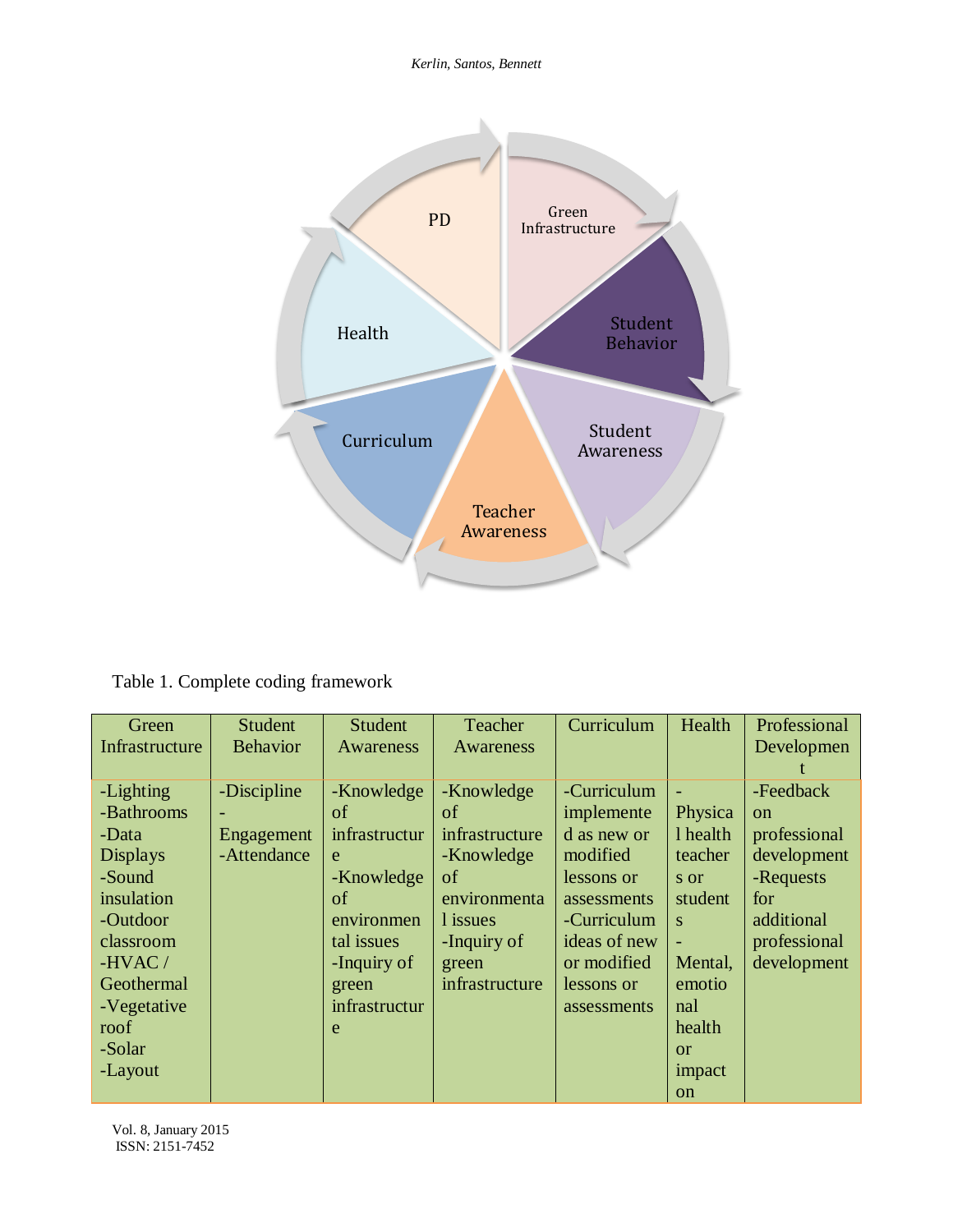Table 1. Complete coding framework

| Green Infrastructure | Student Behavior | Student Awareness | Teacher Awareness | Curriculum | Health | Professional Development |
|---|---|---|---|---|---|---|
| -Lighting<br>-Bathrooms<br>-Data Displays<br>-Sound insulation<br>-Outdoor classroom<br>-HVAC / Geothermal<br>-Vegetative roof<br>-Solar<br>-Layout | -Discipline<br>-Engagement<br>-Attendance | -Knowledge of infrastructure<br>-Knowledge of environmental issues<br>-Inquiry of green infrastructure | -Knowledge of infrastructure<br>-Knowledge of environmental issues<br>-Inquiry of green infrastructure | -Curriculum implemented as new or modified lessons or assessments<br>-Curriculum ideas of new or modified lessons or assessments | -Physical health teachers or students<br>-Mental, emotional health or impact on | -Feedback on professional development<br>-Requests for additional professional development |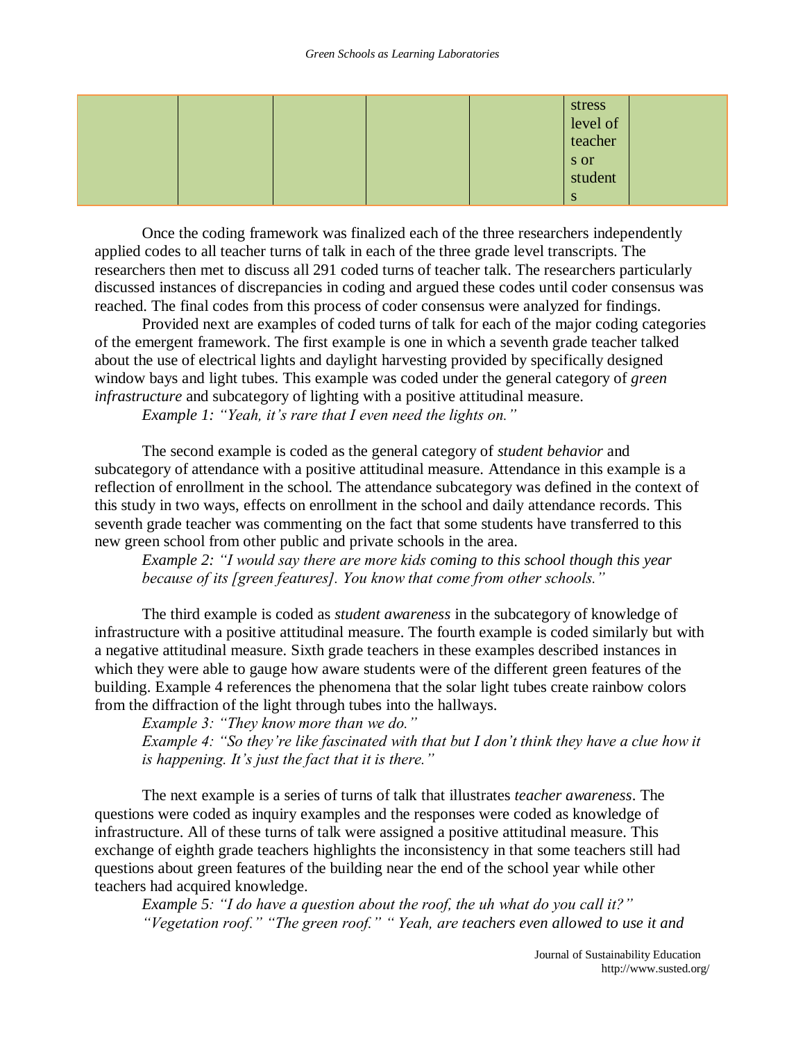|  |  |  |  |  | stress level of teachers or students |  |
|---|---|---|---|---|---|---|

Once the coding framework was finalized each of the three researchers independently applied codes to all teacher turns of talk in each of the three grade level transcripts. The researchers then met to discuss all 291 coded turns of teacher talk. The researchers particularly discussed instances of discrepancies in coding and argued these codes until coder consensus was reached. The final codes from this process of coder consensus were analyzed for findings.

Provided next are examples of coded turns of talk for each of the major coding categories of the emergent framework. The first example is one in which a seventh grade teacher talked about the use of electrical lights and daylight harvesting provided by specifically designed window bays and light tubes. This example was coded under the general category of *green infrastructure* and subcategory of lighting with a positive attitudinal measure.

*Example 1: "Yeah, it's rare that I even need the lights on."*

The second example is coded as the general category of *student behavior* and subcategory of attendance with a positive attitudinal measure. Attendance in this example is a reflection of enrollment in the school. The attendance subcategory was defined in the context of this study in two ways, effects on enrollment in the school and daily attendance records. This seventh grade teacher was commenting on the fact that some students have transferred to this new green school from other public and private schools in the area.

*Example 2: "I would say there are more kids coming to this school though this year because of its [green features]. You know that come from other schools."*

The third example is coded as *student awareness* in the subcategory of knowledge of infrastructure with a positive attitudinal measure. The fourth example is coded similarly but with a negative attitudinal measure. Sixth grade teachers in these examples described instances in which they were able to gauge how aware students were of the different green features of the building. Example 4 references the phenomena that the solar light tubes create rainbow colors from the diffraction of the light through tubes into the hallways.

*Example 3: "They know more than we do."*

*Example 4: "So they're like fascinated with that but I don't think they have a clue how it is happening. It's just the fact that it is there."*

The next example is a series of turns of talk that illustrates *teacher awareness*. The questions were coded as inquiry examples and the responses were coded as knowledge of infrastructure. All of these turns of talk were assigned a positive attitudinal measure. This exchange of eighth grade teachers highlights the inconsistency in that some teachers still had questions about green features of the building near the end of the school year while other teachers had acquired knowledge.

*Example 5: "I do have a question about the roof, the uh what do you call it?" "Vegetation roof." "The green roof." " Yeah, are teachers even allowed to use it and*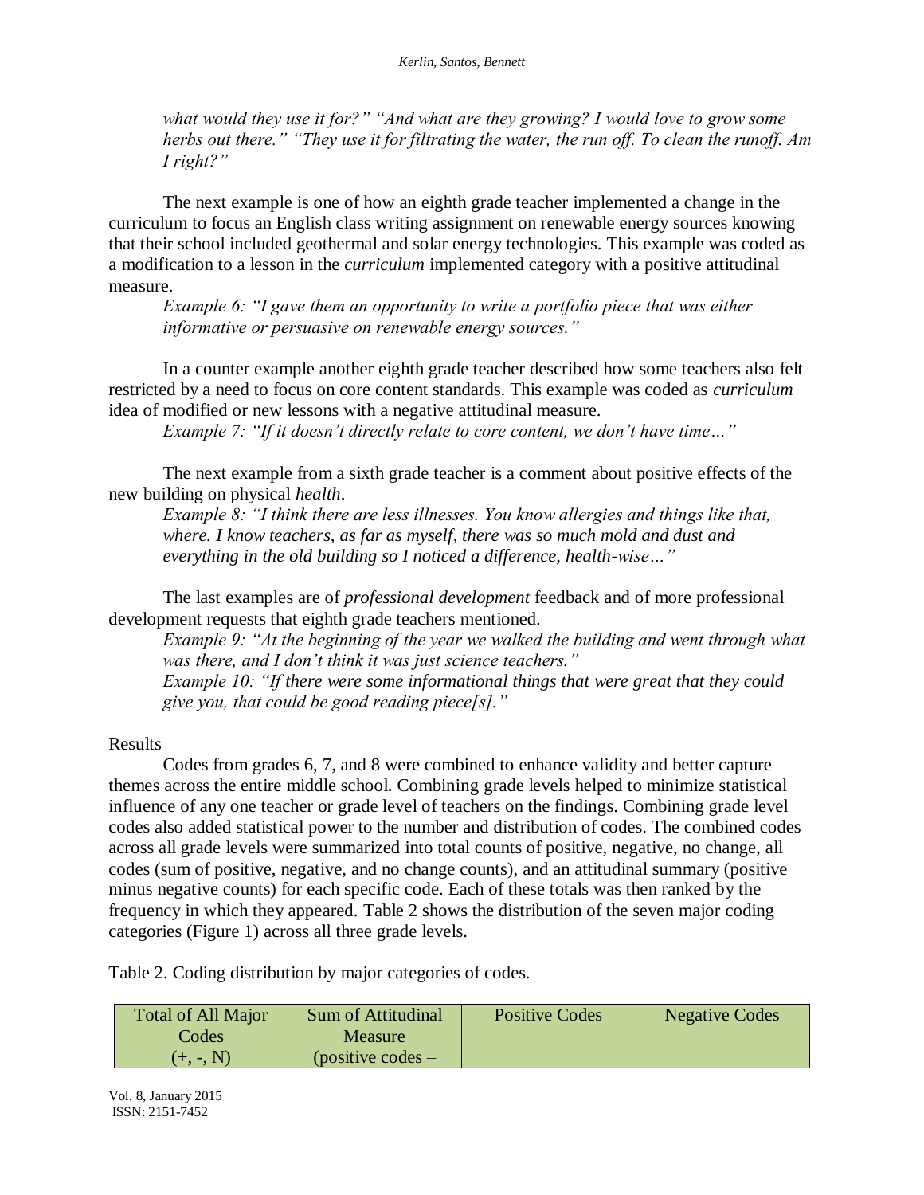*what would they use it for?" "And what are they growing? I would love to grow some herbs out there." "They use it for filtrating the water, the run off. To clean the runoff. Am I right?"*

The next example is one of how an eighth grade teacher implemented a change in the curriculum to focus an English class writing assignment on renewable energy sources knowing that their school included geothermal and solar energy technologies. This example was coded as a modification to a lesson in the *curriculum* implemented category with a positive attitudinal measure.

*Example 6: "I gave them an opportunity to write a portfolio piece that was either informative or persuasive on renewable energy sources."*

In a counter example another eighth grade teacher described how some teachers also felt restricted by a need to focus on core content standards. This example was coded as *curriculum* idea of modified or new lessons with a negative attitudinal measure.

*Example 7: "If it doesn't directly relate to core content, we don't have time…"*

The next example from a sixth grade teacher is a comment about positive effects of the new building on physical *health*.

*Example 8: "I think there are less illnesses. You know allergies and things like that, where. I know teachers, as far as myself, there was so much mold and dust and everything in the old building so I noticed a difference, health-wise…"*

The last examples are of *professional development* feedback and of more professional development requests that eighth grade teachers mentioned.

*Example 9: "At the beginning of the year we walked the building and went through what was there, and I don't think it was just science teachers."*

*Example 10: "If there were some informational things that were great that they could give you, that could be good reading piece[s]."*

## Results

Codes from grades 6, 7, and 8 were combined to enhance validity and better capture themes across the entire middle school. Combining grade levels helped to minimize statistical influence of any one teacher or grade level of teachers on the findings. Combining grade level codes also added statistical power to the number and distribution of codes. The combined codes across all grade levels were summarized into total counts of positive, negative, no change, all codes (sum of positive, negative, and no change counts), and an attitudinal summary (positive minus negative counts) for each specific code. Each of these totals was then ranked by the frequency in which they appeared. Table 2 shows the distribution of the seven major coding categories (Figure 1) across all three grade levels.

Table 2. Coding distribution by major categories of codes.

| Total of All Major Codes (+, -, N) | Sum of Attitudinal Measure (positive codes – | Positive Codes | Negative Codes |
|---|---|---|---|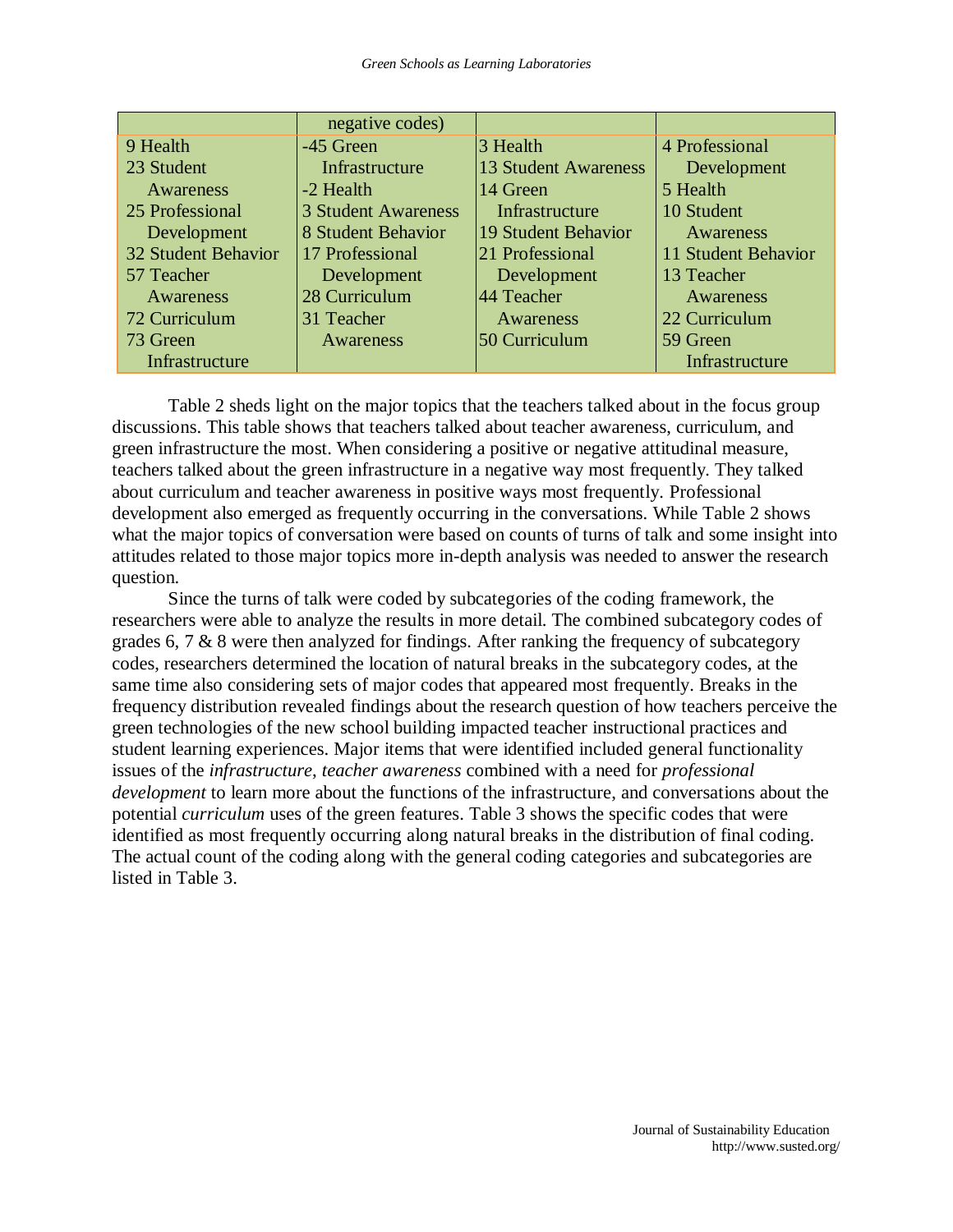|  | negative codes) |  |  |
|---|---|---|---|
| 9 Health<br>23 Student Awareness<br>25 Professional Development<br>32 Student Behavior<br>57 Teacher Awareness<br>72 Curriculum<br>73 Green Infrastructure | -45 Green Infrastructure<br>-2 Health<br>3 Student Awareness<br>8 Student Behavior<br>17 Professional Development<br>28 Curriculum<br>31 Teacher Awareness | 3 Health<br>13 Student Awareness<br>14 Green Infrastructure<br>19 Student Behavior<br>21 Professional Development<br>44 Teacher Awareness<br>50 Curriculum | 4 Professional Development<br>5 Health<br>10 Student Awareness<br>11 Student Behavior<br>13 Teacher Awareness<br>22 Curriculum<br>59 Green Infrastructure |

Table 2 sheds light on the major topics that the teachers talked about in the focus group discussions. This table shows that teachers talked about teacher awareness, curriculum, and green infrastructure the most. When considering a positive or negative attitudinal measure, teachers talked about the green infrastructure in a negative way most frequently. They talked about curriculum and teacher awareness in positive ways most frequently. Professional development also emerged as frequently occurring in the conversations. While Table 2 shows what the major topics of conversation were based on counts of turns of talk and some insight into attitudes related to those major topics more in-depth analysis was needed to answer the research question.

Since the turns of talk were coded by subcategories of the coding framework, the researchers were able to analyze the results in more detail. The combined subcategory codes of grades 6, 7 & 8 were then analyzed for findings. After ranking the frequency of subcategory codes, researchers determined the location of natural breaks in the subcategory codes, at the same time also considering sets of major codes that appeared most frequently. Breaks in the frequency distribution revealed findings about the research question of how teachers perceive the green technologies of the new school building impacted teacher instructional practices and student learning experiences. Major items that were identified included general functionality issues of the *infrastructure*, *teacher awareness* combined with a need for *professional development* to learn more about the functions of the infrastructure, and conversations about the potential *curriculum* uses of the green features. Table 3 shows the specific codes that were identified as most frequently occurring along natural breaks in the distribution of final coding. The actual count of the coding along with the general coding categories and subcategories are listed in Table 3.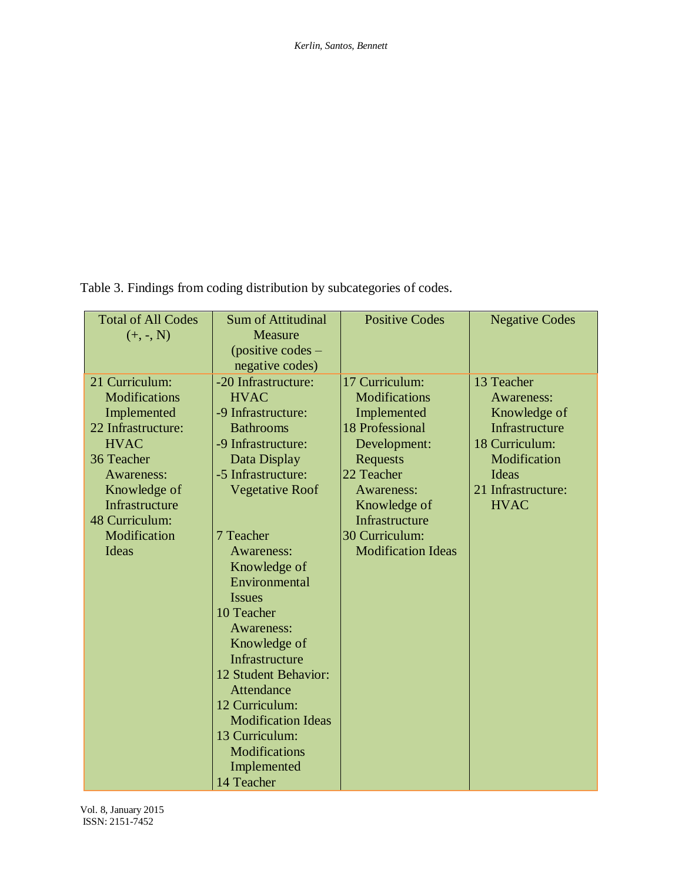Table 3. Findings from coding distribution by subcategories of codes.

| Total of All Codes (+, -, N) | Sum of Attitudinal Measure (positive codes – negative codes) | Positive Codes | Negative Codes |
|---|---|---|---|
| 21 Curriculum: Modifications Implemented<br>22 Infrastructure: HVAC<br>36 Teacher Awareness: Knowledge of Infrastructure<br>48 Curriculum: Modification Ideas | -20 Infrastructure: HVAC<br>-9 Infrastructure: Bathrooms<br>-9 Infrastructure: Data Display<br>-5 Infrastructure: Vegetative Roof<br><br>7 Teacher Awareness: Knowledge of Environmental Issues<br>10 Teacher Awareness: Knowledge of Infrastructure<br>12 Student Behavior: Attendance<br>12 Curriculum: Modification Ideas<br>13 Curriculum: Modifications Implemented<br>14 Teacher | 17 Curriculum: Modifications Implemented<br>18 Professional Development: Requests<br>22 Teacher Awareness: Knowledge of Infrastructure<br>30 Curriculum: Modification Ideas | 13 Teacher Awareness: Knowledge of Infrastructure<br>18 Curriculum: Modification Ideas<br>21 Infrastructure: HVAC |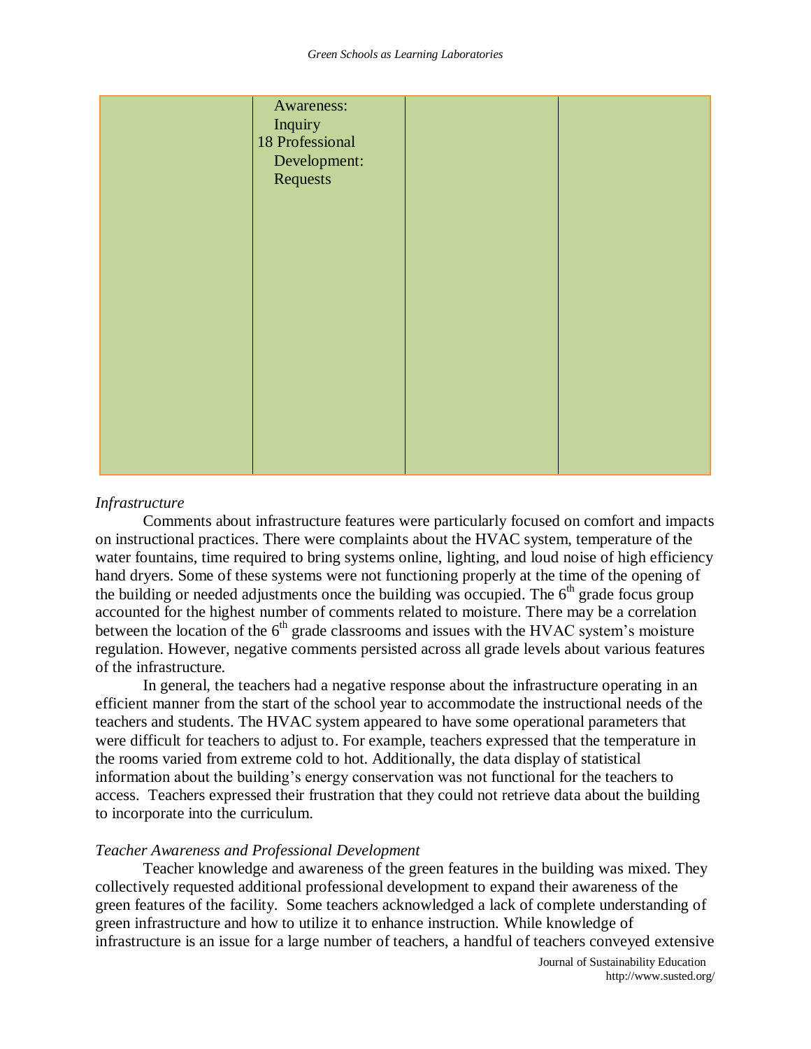|  | Awareness: Inquiry<br>18 Professional Development: Requests |  |  |
|---|---|---|---|

*Infrastructure*

Comments about infrastructure features were particularly focused on comfort and impacts on instructional practices. There were complaints about the HVAC system, temperature of the water fountains, time required to bring systems online, lighting, and loud noise of high efficiency hand dryers. Some of these systems were not functioning properly at the time of the opening of the building or needed adjustments once the building was occupied. The 6th grade focus group accounted for the highest number of comments related to moisture. There may be a correlation between the location of the 6th grade classrooms and issues with the HVAC system's moisture regulation. However, negative comments persisted across all grade levels about various features of the infrastructure.

In general, the teachers had a negative response about the infrastructure operating in an efficient manner from the start of the school year to accommodate the instructional needs of the teachers and students. The HVAC system appeared to have some operational parameters that were difficult for teachers to adjust to. For example, teachers expressed that the temperature in the rooms varied from extreme cold to hot. Additionally, the data display of statistical information about the building's energy conservation was not functional for the teachers to access. Teachers expressed their frustration that they could not retrieve data about the building to incorporate into the curriculum.

*Teacher Awareness and Professional Development*

Teacher knowledge and awareness of the green features in the building was mixed. They collectively requested additional professional development to expand their awareness of the green features of the facility. Some teachers acknowledged a lack of complete understanding of green infrastructure and how to utilize it to enhance instruction. While knowledge of infrastructure is an issue for a large number of teachers, a handful of teachers conveyed extensive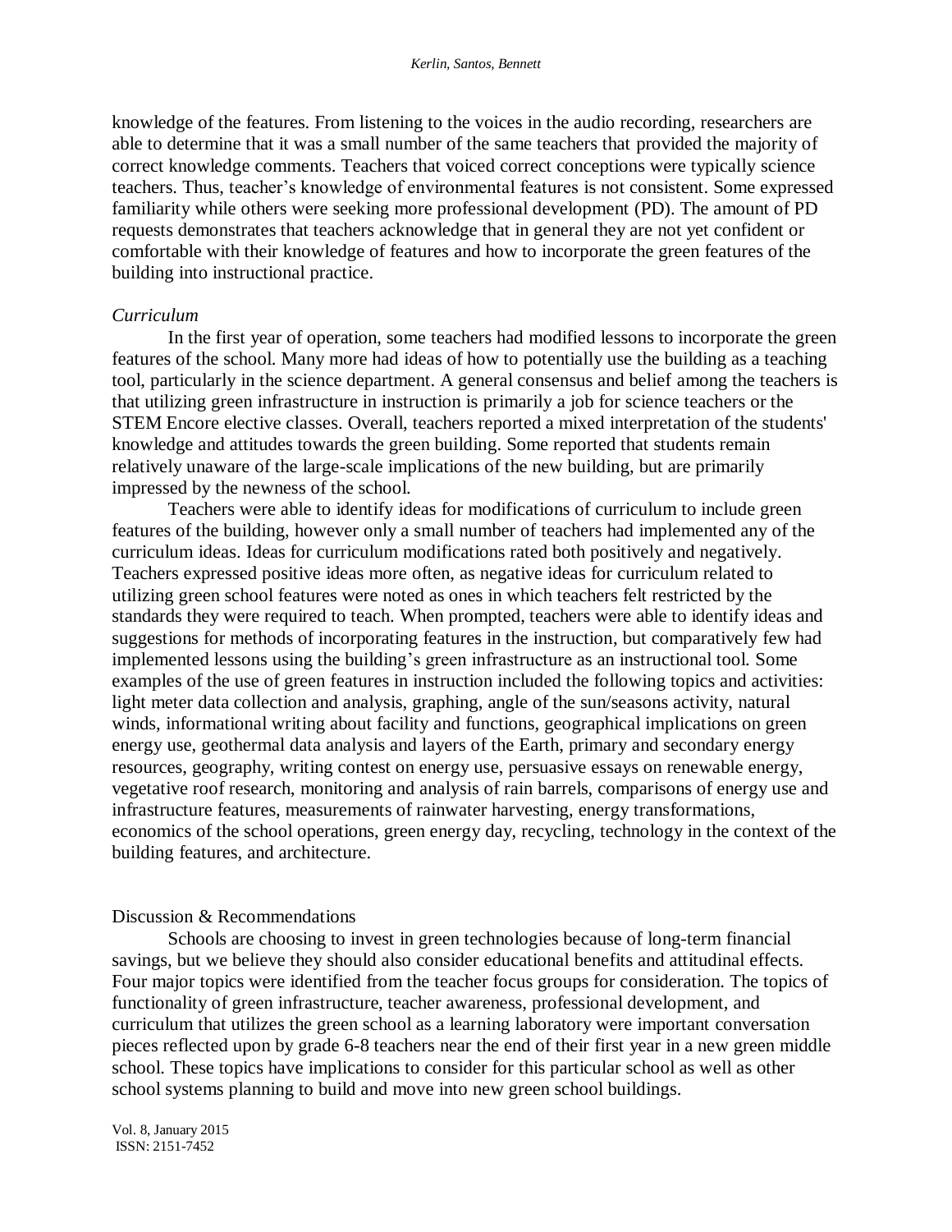knowledge of the features. From listening to the voices in the audio recording, researchers are able to determine that it was a small number of the same teachers that provided the majority of correct knowledge comments. Teachers that voiced correct conceptions were typically science teachers. Thus, teacher's knowledge of environmental features is not consistent. Some expressed familiarity while others were seeking more professional development (PD). The amount of PD requests demonstrates that teachers acknowledge that in general they are not yet confident or comfortable with their knowledge of features and how to incorporate the green features of the building into instructional practice.

### *Curriculum*

In the first year of operation, some teachers had modified lessons to incorporate the green features of the school. Many more had ideas of how to potentially use the building as a teaching tool, particularly in the science department. A general consensus and belief among the teachers is that utilizing green infrastructure in instruction is primarily a job for science teachers or the STEM Encore elective classes. Overall, teachers reported a mixed interpretation of the students' knowledge and attitudes towards the green building. Some reported that students remain relatively unaware of the large-scale implications of the new building, but are primarily impressed by the newness of the school.

Teachers were able to identify ideas for modifications of curriculum to include green features of the building, however only a small number of teachers had implemented any of the curriculum ideas. Ideas for curriculum modifications rated both positively and negatively. Teachers expressed positive ideas more often, as negative ideas for curriculum related to utilizing green school features were noted as ones in which teachers felt restricted by the standards they were required to teach. When prompted, teachers were able to identify ideas and suggestions for methods of incorporating features in the instruction, but comparatively few had implemented lessons using the building's green infrastructure as an instructional tool. Some examples of the use of green features in instruction included the following topics and activities: light meter data collection and analysis, graphing, angle of the sun/seasons activity, natural winds, informational writing about facility and functions, geographical implications on green energy use, geothermal data analysis and layers of the Earth, primary and secondary energy resources, geography, writing contest on energy use, persuasive essays on renewable energy, vegetative roof research, monitoring and analysis of rain barrels, comparisons of energy use and infrastructure features, measurements of rainwater harvesting, energy transformations, economics of the school operations, green energy day, recycling, technology in the context of the building features, and architecture.

## Discussion & Recommendations

Schools are choosing to invest in green technologies because of long-term financial savings, but we believe they should also consider educational benefits and attitudinal effects. Four major topics were identified from the teacher focus groups for consideration. The topics of functionality of green infrastructure, teacher awareness, professional development, and curriculum that utilizes the green school as a learning laboratory were important conversation pieces reflected upon by grade 6-8 teachers near the end of their first year in a new green middle school. These topics have implications to consider for this particular school as well as other school systems planning to build and move into new green school buildings.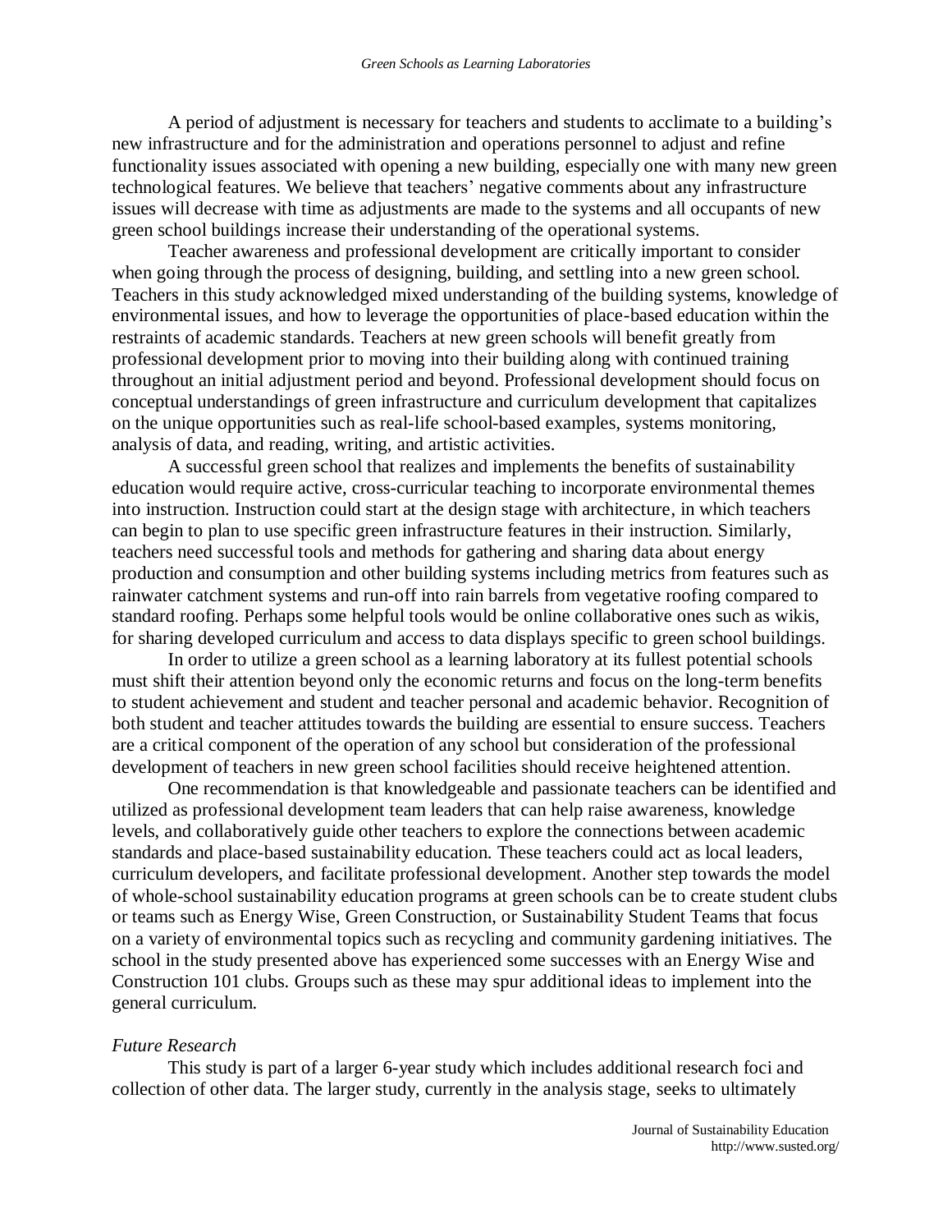A period of adjustment is necessary for teachers and students to acclimate to a building's new infrastructure and for the administration and operations personnel to adjust and refine functionality issues associated with opening a new building, especially one with many new green technological features. We believe that teachers' negative comments about any infrastructure issues will decrease with time as adjustments are made to the systems and all occupants of new green school buildings increase their understanding of the operational systems.

Teacher awareness and professional development are critically important to consider when going through the process of designing, building, and settling into a new green school. Teachers in this study acknowledged mixed understanding of the building systems, knowledge of environmental issues, and how to leverage the opportunities of place-based education within the restraints of academic standards. Teachers at new green schools will benefit greatly from professional development prior to moving into their building along with continued training throughout an initial adjustment period and beyond. Professional development should focus on conceptual understandings of green infrastructure and curriculum development that capitalizes on the unique opportunities such as real-life school-based examples, systems monitoring, analysis of data, and reading, writing, and artistic activities.

A successful green school that realizes and implements the benefits of sustainability education would require active, cross-curricular teaching to incorporate environmental themes into instruction. Instruction could start at the design stage with architecture, in which teachers can begin to plan to use specific green infrastructure features in their instruction. Similarly, teachers need successful tools and methods for gathering and sharing data about energy production and consumption and other building systems including metrics from features such as rainwater catchment systems and run-off into rain barrels from vegetative roofing compared to standard roofing. Perhaps some helpful tools would be online collaborative ones such as wikis, for sharing developed curriculum and access to data displays specific to green school buildings.

In order to utilize a green school as a learning laboratory at its fullest potential schools must shift their attention beyond only the economic returns and focus on the long-term benefits to student achievement and student and teacher personal and academic behavior. Recognition of both student and teacher attitudes towards the building are essential to ensure success. Teachers are a critical component of the operation of any school but consideration of the professional development of teachers in new green school facilities should receive heightened attention.

One recommendation is that knowledgeable and passionate teachers can be identified and utilized as professional development team leaders that can help raise awareness, knowledge levels, and collaboratively guide other teachers to explore the connections between academic standards and place-based sustainability education. These teachers could act as local leaders, curriculum developers, and facilitate professional development. Another step towards the model of whole-school sustainability education programs at green schools can be to create student clubs or teams such as Energy Wise, Green Construction, or Sustainability Student Teams that focus on a variety of environmental topics such as recycling and community gardening initiatives. The school in the study presented above has experienced some successes with an Energy Wise and Construction 101 clubs. Groups such as these may spur additional ideas to implement into the general curriculum.

*Future Research*

This study is part of a larger 6-year study which includes additional research foci and collection of other data. The larger study, currently in the analysis stage, seeks to ultimately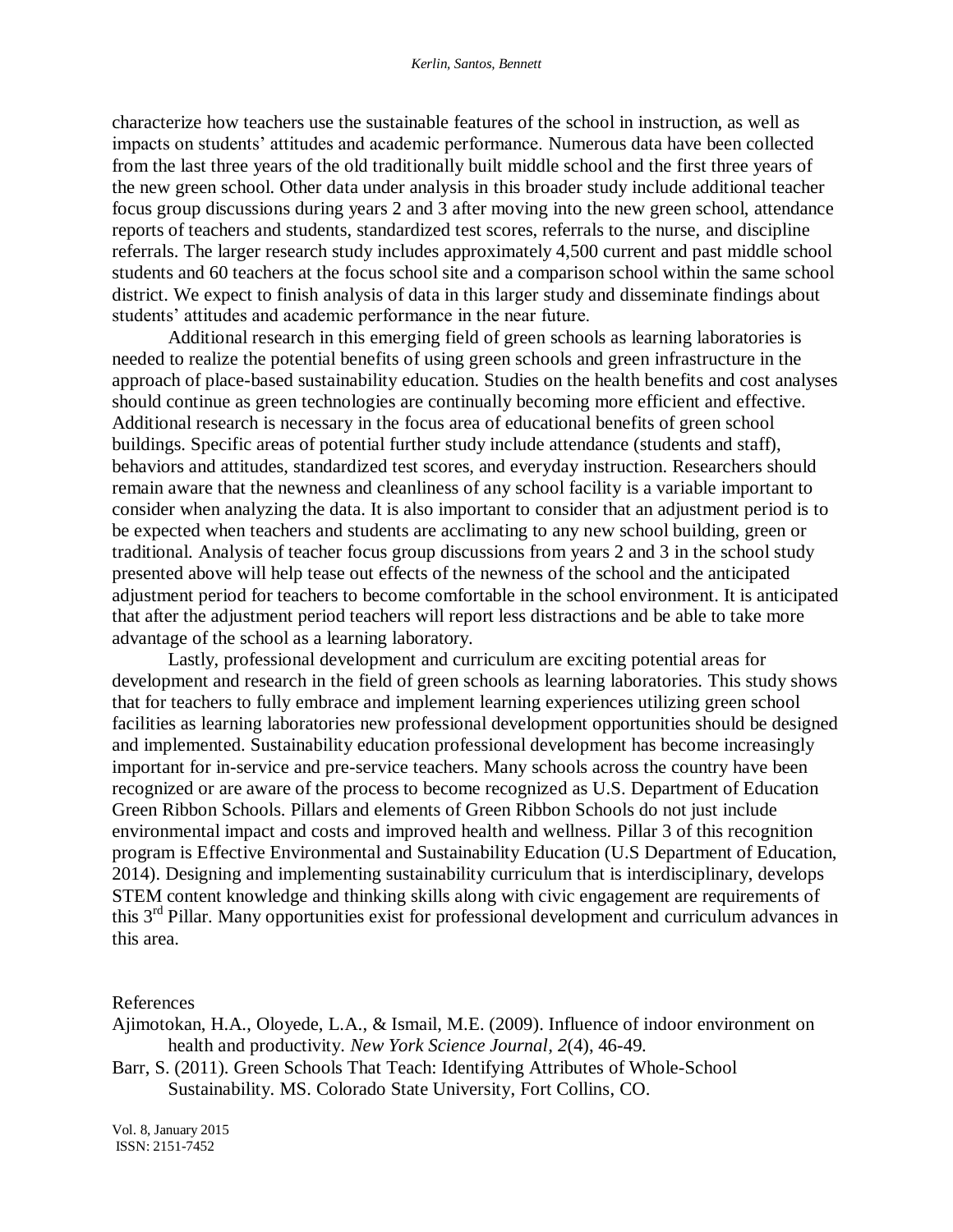characterize how teachers use the sustainable features of the school in instruction, as well as impacts on students' attitudes and academic performance. Numerous data have been collected from the last three years of the old traditionally built middle school and the first three years of the new green school. Other data under analysis in this broader study include additional teacher focus group discussions during years 2 and 3 after moving into the new green school, attendance reports of teachers and students, standardized test scores, referrals to the nurse, and discipline referrals. The larger research study includes approximately 4,500 current and past middle school students and 60 teachers at the focus school site and a comparison school within the same school district. We expect to finish analysis of data in this larger study and disseminate findings about students' attitudes and academic performance in the near future.

Additional research in this emerging field of green schools as learning laboratories is needed to realize the potential benefits of using green schools and green infrastructure in the approach of place-based sustainability education. Studies on the health benefits and cost analyses should continue as green technologies are continually becoming more efficient and effective. Additional research is necessary in the focus area of educational benefits of green school buildings. Specific areas of potential further study include attendance (students and staff), behaviors and attitudes, standardized test scores, and everyday instruction. Researchers should remain aware that the newness and cleanliness of any school facility is a variable important to consider when analyzing the data. It is also important to consider that an adjustment period is to be expected when teachers and students are acclimating to any new school building, green or traditional. Analysis of teacher focus group discussions from years 2 and 3 in the school study presented above will help tease out effects of the newness of the school and the anticipated adjustment period for teachers to become comfortable in the school environment. It is anticipated that after the adjustment period teachers will report less distractions and be able to take more advantage of the school as a learning laboratory.

Lastly, professional development and curriculum are exciting potential areas for development and research in the field of green schools as learning laboratories. This study shows that for teachers to fully embrace and implement learning experiences utilizing green school facilities as learning laboratories new professional development opportunities should be designed and implemented. Sustainability education professional development has become increasingly important for in-service and pre-service teachers. Many schools across the country have been recognized or are aware of the process to become recognized as U.S. Department of Education Green Ribbon Schools. Pillars and elements of Green Ribbon Schools do not just include environmental impact and costs and improved health and wellness. Pillar 3 of this recognition program is Effective Environmental and Sustainability Education (U.S Department of Education, 2014). Designing and implementing sustainability curriculum that is interdisciplinary, develops STEM content knowledge and thinking skills along with civic engagement are requirements of this 3rd Pillar. Many opportunities exist for professional development and curriculum advances in this area.

References

Ajimotokan, H.A., Oloyede, L.A., & Ismail, M.E. (2009). Influence of indoor environment on health and productivity. *New York Science Journal, 2*(4), 46-49.

Barr, S. (2011). Green Schools That Teach: Identifying Attributes of Whole-School Sustainability. MS. Colorado State University, Fort Collins, CO.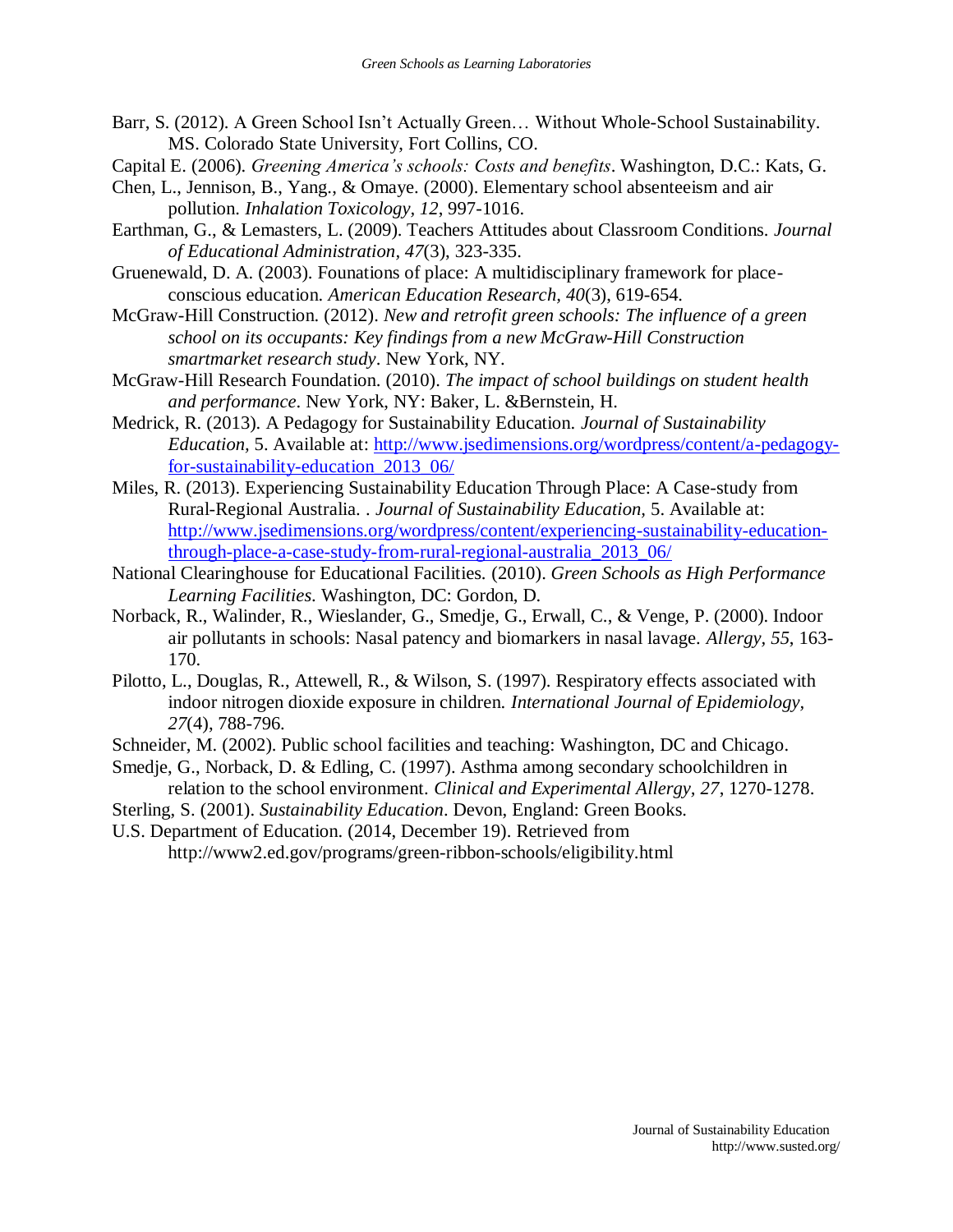Barr, S. (2012). A Green School Isn't Actually Green… Without Whole-School Sustainability. MS. Colorado State University, Fort Collins, CO.

Capital E. (2006). *Greening America's schools: Costs and benefits*. Washington, D.C.: Kats, G.

Chen, L., Jennison, B., Yang., & Omaye. (2000). Elementary school absenteeism and air pollution. *Inhalation Toxicology, 12*, 997-1016.

Earthman, G., & Lemasters, L. (2009). Teachers Attitudes about Classroom Conditions. *Journal of Educational Administration, 47*(3), 323-335.

Gruenewald, D. A. (2003). Founations of place: A multidisciplinary framework for place-conscious education. *American Education Research, 40*(3), 619-654.

McGraw-Hill Construction. (2012). *New and retrofit green schools: The influence of a green school on its occupants: Key findings from a new McGraw-Hill Construction smartmarket research study*. New York, NY.

McGraw-Hill Research Foundation. (2010). *The impact of school buildings on student health and performance*. New York, NY: Baker, L. &Bernstein, H.

Medrick, R. (2013). A Pedagogy for Sustainability Education. *Journal of Sustainability Education,* 5. Available at: http://www.jsedimensions.org/wordpress/content/a-pedagogy-for-sustainability-education_2013_06/

Miles, R. (2013). Experiencing Sustainability Education Through Place: A Case-study from Rural-Regional Australia. . *Journal of Sustainability Education*, 5. Available at: http://www.jsedimensions.org/wordpress/content/experiencing-sustainability-education-through-place-a-case-study-from-rural-regional-australia_2013_06/

National Clearinghouse for Educational Facilities. (2010). *Green Schools as High Performance Learning Facilities*. Washington, DC: Gordon, D.

Norback, R., Walinder, R., Wieslander, G., Smedje, G., Erwall, C., & Venge, P. (2000). Indoor air pollutants in schools: Nasal patency and biomarkers in nasal lavage. *Allergy, 55*, 163-170.

Pilotto, L., Douglas, R., Attewell, R., & Wilson, S. (1997). Respiratory effects associated with indoor nitrogen dioxide exposure in children. *International Journal of Epidemiology, 27*(4), 788-796.

Schneider, M. (2002). Public school facilities and teaching: Washington, DC and Chicago.

Smedje, G., Norback, D. & Edling, C. (1997). Asthma among secondary schoolchildren in relation to the school environment. *Clinical and Experimental Allergy, 27*, 1270-1278.

Sterling, S. (2001). *Sustainability Education*. Devon, England: Green Books.

U.S. Department of Education. (2014, December 19). Retrieved from http://www2.ed.gov/programs/green-ribbon-schools/eligibility.html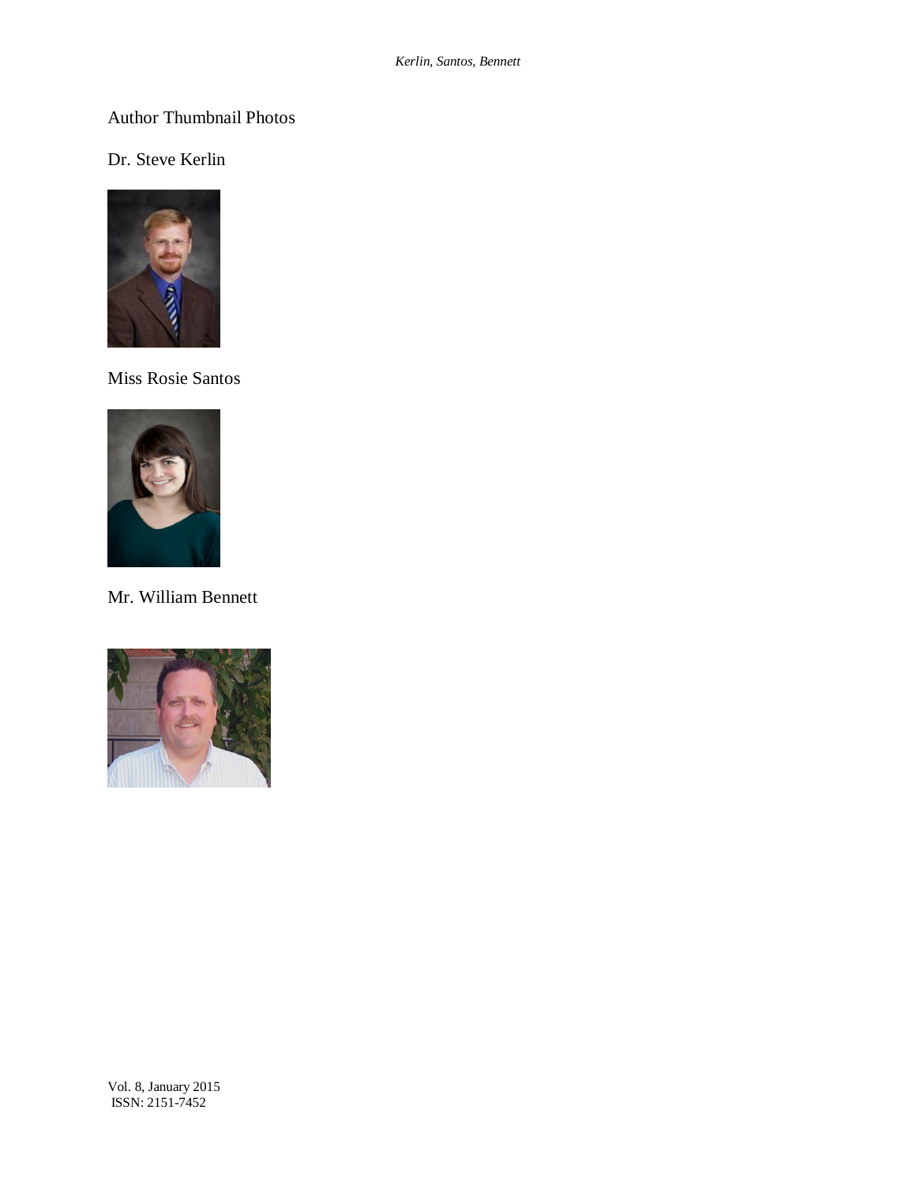Author Thumbnail Photos

Dr. Steve Kerlin

Miss Rosie Santos

Mr. William Bennett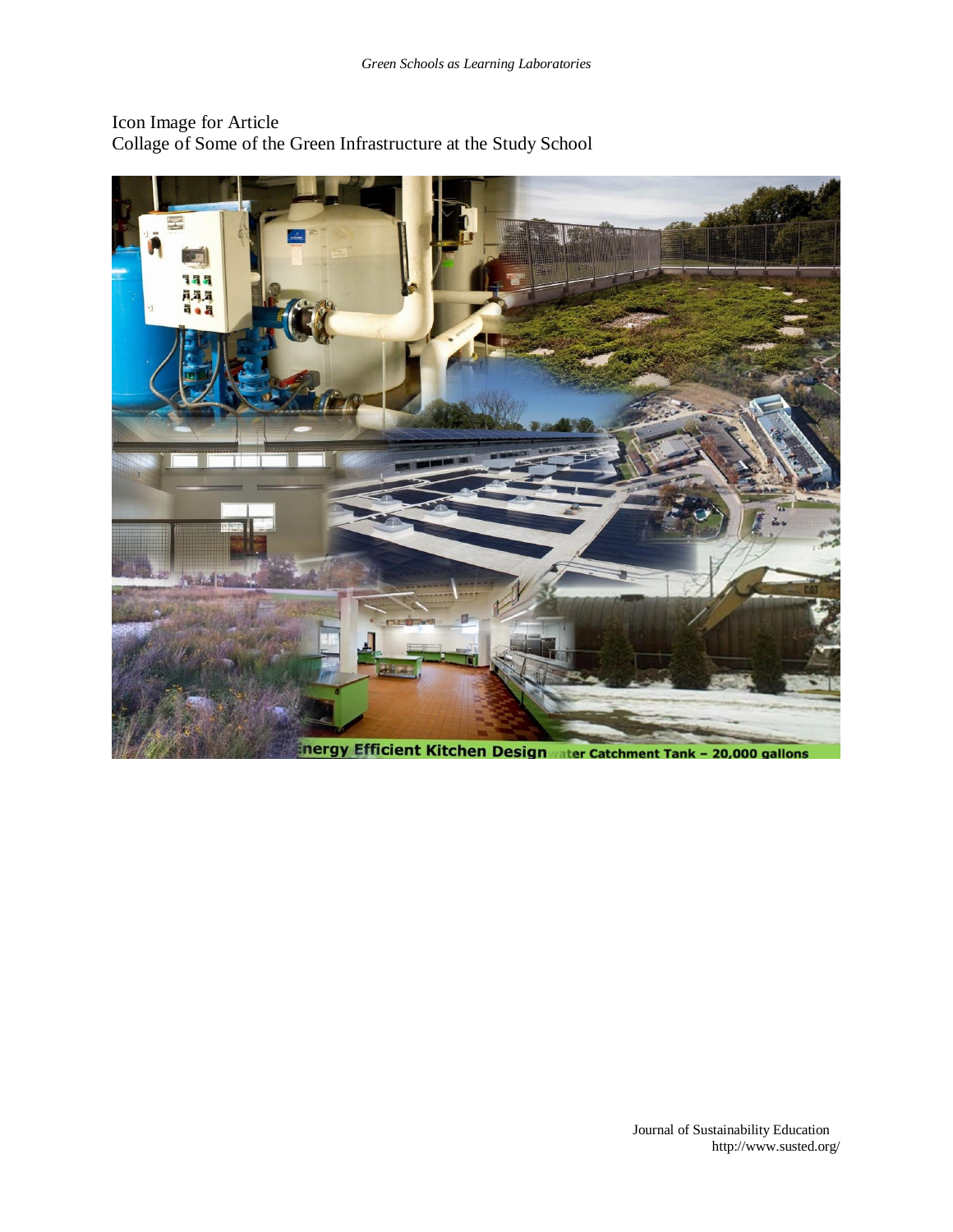Icon Image for Article
Collage of Some of the Green Infrastructure at the Study School